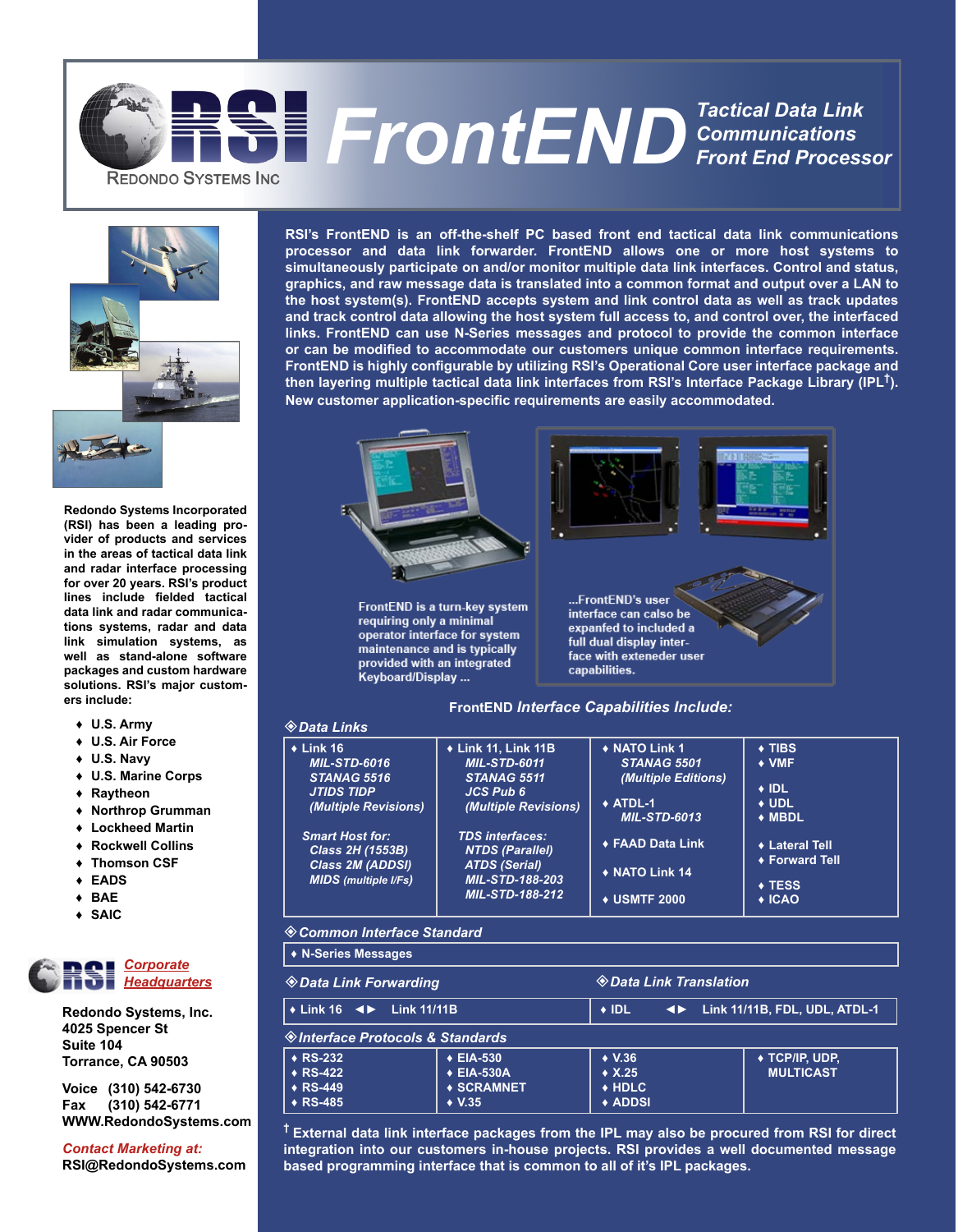# RSI FrontEND

REDONDO SYSTEMS INC

## Tactical Data Link Communications Front End Processor

**RSI's FrontEND is an off-the-shelf PC based front end tactical data link communications processor and data link forwarder. FrontEND allows one or more host systems to simultaneously participate on and/or monitor multiple data link interfaces. Control and status, graphics, and raw message data is translated into a common format and output over a LAN to the host system(s). FrontEND accepts system and link control data as well as track updates and track control data allowing the host system full access to, and control over, the interfaced links. FrontEND can use N-Series messages and protocol to provide the common interface or can be modified to accommodate our customers unique common interface requirements. FrontEND is highly configurable by utilizing RSI's Operational Core user interface package and then layering multiple tactical data link interfaces from RSI's Interface Package Library (IPL†). New customer application-specific requirements are easily accommodated.**

FrontEND is a turn-key system requiring only a minimal operator interface for system maintenance and is typically provided with an integrated Keyboard/Display ...

...FrontEND's user interface can calso be expanfed to included a full dual display interface with exteneder user capabilities.

### FrontEND *Interface Capabilities Include:*

#### ◈ *Data Links*

| | | | |
|---|---|---|---|
| ♦ Link 16<br>*MIL-STD-6016*<br>*STANAG 5516*<br>*JTIDS TIDP*<br>*(Multiple Revisions)*<br><br>*Smart Host for:*<br>*Class 2H (1553B)*<br>*Class 2M (ADDSI)*<br>*MIDS (multiple I/Fs)* | ♦ Link 11, Link 11B<br>*MIL-STD-6011*<br>*STANAG 5511*<br>*JCS Pub 6*<br>*(Multiple Revisions)*<br><br>*TDS interfaces:*<br>*NTDS (Parallel)*<br>*ATDS (Serial)*<br>*MIL-STD-188-203*<br>*MIL-STD-188-212* | ♦ NATO Link 1<br>*STANAG 5501*<br>*(Multiple Editions)*<br><br>♦ ATDL-1<br>*MIL-STD-6013*<br><br>♦ FAAD Data Link<br><br>♦ NATO Link 14<br><br>♦ USMTF 2000 | ♦ TIBS<br>♦ VMF<br><br>♦ IDL<br>♦ UDL<br>♦ MBDL<br><br>♦ Lateral Tell<br>♦ Forward Tell<br><br>♦ TESS<br>♦ ICAO |

#### ◈ *Common Interface Standard*

| |
|---|
| ♦ N-Series Messages |

#### ◈ *Data Link Forwarding* / ◈ *Data Link Translation*

| *Data Link Forwarding* | *Data Link Translation* |
|---|---|
| ♦ Link 16 ◄► Link 11/11B | ♦ IDL ◄► Link 11/11B, FDL, UDL, ATDL-1 |

#### ◈ *Interface Protocols & Standards*

| | | | |
|---|---|---|---|
| ♦ RS-232<br>♦ RS-422<br>♦ RS-449<br>♦ RS-485 | ♦ EIA-530<br>♦ EIA-530A<br>♦ SCRAMNET<br>♦ V.35 | ♦ V.36<br>♦ X.25<br>♦ HDLC<br>♦ ADDSI | ♦ TCP/IP, UDP, MULTICAST |

† External data link interface packages from the IPL may also be procured from RSI for direct integration into our customers in-house projects. RSI provides a well documented message based programming interface that is common to all of it's IPL packages.

---

**Redondo Systems Incorporated (RSI) has been a leading provider of products and services in the areas of tactical data link and radar interface processing for over 20 years. RSI's product lines include fielded tactical data link and radar communications systems, radar and data link simulation systems, as well as stand-alone software packages and custom hardware solutions. RSI's major customers include:**

- U.S. Army
- U.S. Air Force
- U.S. Navy
- U.S. Marine Corps
- Raytheon
- Northrop Grumman
- Lockheed Martin
- Rockwell Collins
- Thomson CSF
- EADS
- BAE
- SAIC

*Corporate Headquarters*

**Redondo Systems, Inc.**
**4025 Spencer St**
**Suite 104**
**Torrance, CA 90503**

**Voice (310) 542-6730**
**Fax (310) 542-6771**
**WWW.RedondoSystems.com**

*Contact Marketing at:*
**RSI@RedondoSystems.com**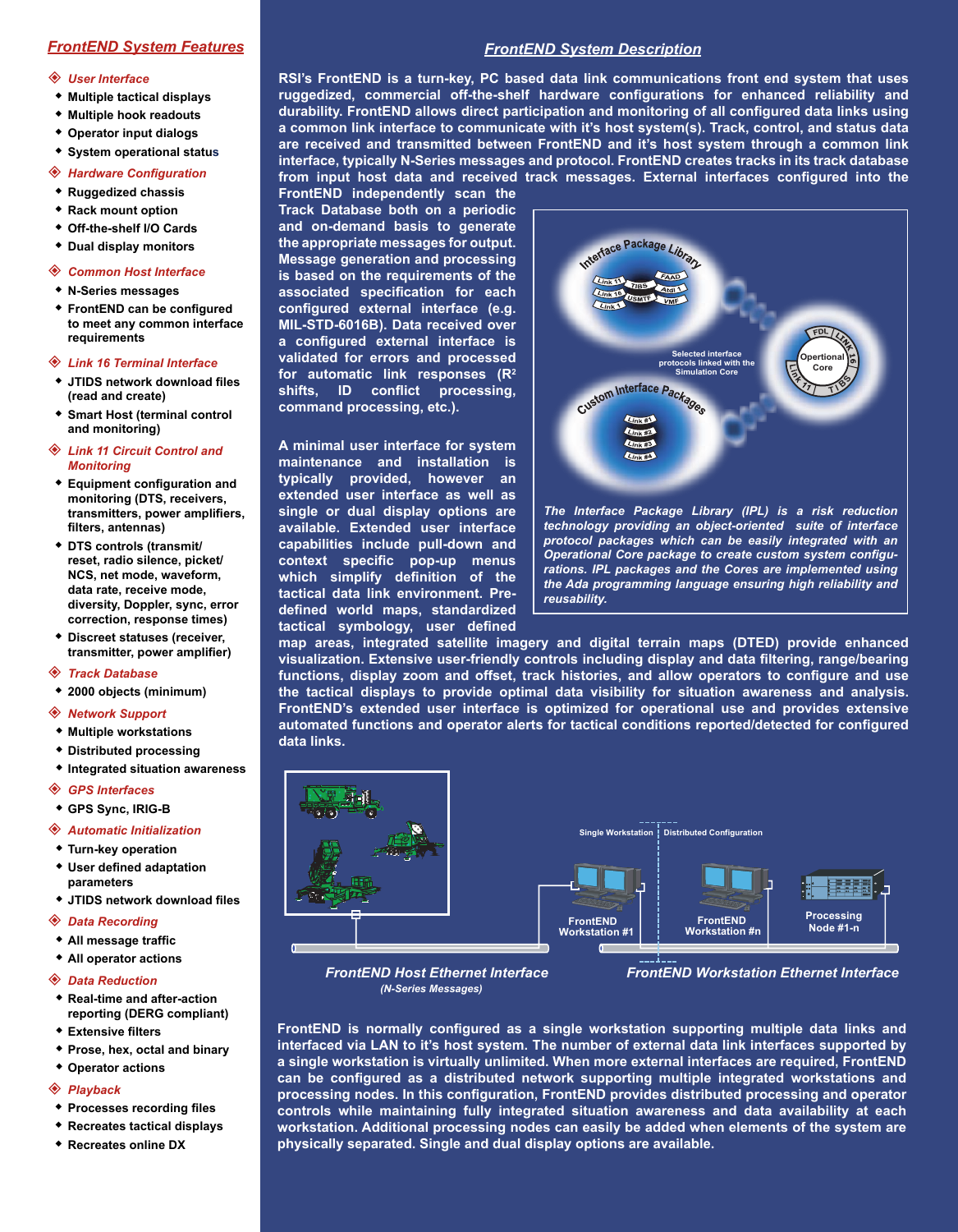## *FrontEND System Features*

### *User Interface*
- Multiple tactical displays
- Multiple hook readouts
- Operator input dialogs
- System operational status

### *Hardware Configuration*
- Ruggedized chassis
- Rack mount option
- Off-the-shelf I/O Cards
- Dual display monitors

### *Common Host Interface*
- N-Series messages
- FrontEND can be configured to meet any common interface requirements

### *Link 16 Terminal Interface*
- JTIDS network download files (read and create)
- Smart Host (terminal control and monitoring)

### *Link 11 Circuit Control and Monitoring*
- Equipment configuration and monitoring (DTS, receivers, transmitters, power amplifiers, filters, antennas)
- DTS controls (transmit/reset, radio silence, picket/NCS, net mode, waveform, data rate, receive mode, diversity, Doppler, sync, error correction, response times)
- Discreet statuses (receiver, transmitter, power amplifier)

### *Track Database*
- 2000 objects (minimum)

### *Network Support*
- Multiple workstations
- Distributed processing
- Integrated situation awareness

### *GPS Interfaces*
- GPS Sync, IRIG-B

### *Automatic Initialization*
- Turn-key operation
- User defined adaptation parameters
- JTIDS network download files

### *Data Recording*
- All message traffic
- All operator actions

### *Data Reduction*
- Real-time and after-action reporting (DERG compliant)
- Extensive filters
- Prose, hex, octal and binary
- Operator actions

### *Playback*
- Processes recording files
- Recreates tactical displays
- Recreates online DX

## *FrontEND System Description*

**RSI's FrontEND is a turn-key, PC based data link communications front end system that uses ruggedized, commercial off-the-shelf hardware configurations for enhanced reliability and durability. FrontEND allows direct participation and monitoring of all configured data links using a common link interface to communicate with it's host system(s). Track, control, and status data are received and transmitted between FrontEND and it's host system through a common link interface, typically N-Series messages and protocol. FrontEND creates tracks in its track database from input host data and received track messages. External interfaces configured into the FrontEND independently scan the Track Database both on a periodic and on-demand basis to generate the appropriate messages for output. Message generation and processing is based on the requirements of the associated specification for each configured external interface (e.g. MIL-STD-6016B). Data received over a configured external interface is validated for errors and processed for automatic link responses ($R^2$ shifts, ID conflict processing, command processing, etc.).**

Interface Package Library
Link 11
Link 16
Link 1
TIBS
USMTF
FAAD
Atdl 1
VMF
Selected interface protocols linked with the Simulation Core
Opertional Core
FDL
LINK 16
Link 11
TIBS
Custom Interface Packages
Link #1
Link #2
Link #3
Link #4

*The Interface Package Library (IPL) is a risk reduction technology providing an object-oriented suite of interface protocol packages which can be easily integrated with an Operational Core package to create custom system configurations. IPL packages and the Cores are implemented using the Ada programming language ensuring high reliability and reusability.*

**A minimal user interface for system maintenance and installation is typically provided, however an extended user interface as well as single or dual display options are available. Extended user interface capabilities include pull-down and context specific pop-up menus which simplify definition of the tactical data link environment. Pre-defined world maps, standardized tactical symbology, user defined map areas, integrated satellite imagery and digital terrain maps (DTED) provide enhanced visualization. Extensive user-friendly controls including display and data filtering, range/bearing functions, display zoom and offset, track histories, and allow operators to configure and use the tactical displays to provide optimal data visibility for situation awareness and analysis. FrontEND's extended user interface is optimized for operational use and provides extensive automated functions and operator alerts for tactical conditions reported/detected for configured data links.**

Single Workstation
Distributed Configuration
FrontEND Workstation #1
FrontEND Workstation #n
Processing Node #1-n

*FrontEND Host Ethernet Interface*
*(N-Series Messages)*
*FrontEND Workstation Ethernet Interface*

**FrontEND is normally configured as a single workstation supporting multiple data links and interfaced via LAN to it's host system. The number of external data link interfaces supported by a single workstation is virtually unlimited. When more external interfaces are required, FrontEND can be configured as a distributed network supporting multiple integrated workstations and processing nodes. In this configuration, FrontEND provides distributed processing and operator controls while maintaining fully integrated situation awareness and data availability at each workstation. Additional processing nodes can easily be added when elements of the system are physically separated. Single and dual display options are available.**